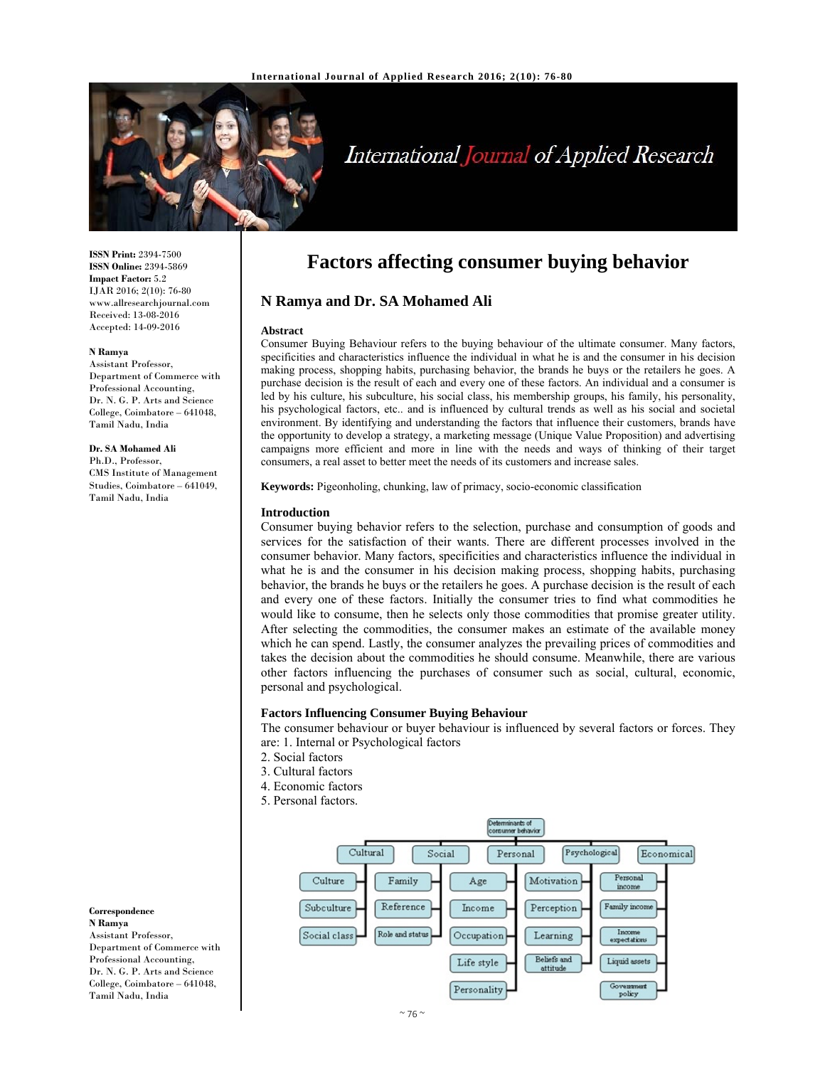# Factors affecting consumer buying behavior

## N Ramya and Dr. SA Mohamed Ali

ISSN Print: 2394-7500
ISSN Online: 2394-5869
Impact Factor: 5.2
IJAR 2016; 2(10): 76-80
www.allresearchjournal.com
Received: 13-08-2016
Accepted: 14-09-2016

**N Ramya**
Assistant Professor, Department of Commerce with Professional Accounting, Dr. N. G. P. Arts and Science College, Coimbatore – 641048, Tamil Nadu, India

**Dr. SA Mohamed Ali**
Ph.D., Professor, CMS Institute of Management Studies, Coimbatore – 641049, Tamil Nadu, India

**Correspondence**
**N Ramya**
Assistant Professor, Department of Commerce with Professional Accounting, Dr. N. G. P. Arts and Science College, Coimbatore – 641048, Tamil Nadu, India

### Abstract

Consumer Buying Behaviour refers to the buying behaviour of the ultimate consumer. Many factors, specificities and characteristics influence the individual in what he is and the consumer in his decision making process, shopping habits, purchasing behavior, the brands he buys or the retailers he goes. A purchase decision is the result of each and every one of these factors. An individual and a consumer is led by his culture, his subculture, his social class, his membership groups, his family, his personality, his psychological factors, etc.. and is influenced by cultural trends as well as his social and societal environment. By identifying and understanding the factors that influence their customers, brands have the opportunity to develop a strategy, a marketing message (Unique Value Proposition) and advertising campaigns more efficient and more in line with the needs and ways of thinking of their target consumers, a real asset to better meet the needs of its customers and increase sales.

**Keywords:** Pigeonholing, chunking, law of primacy, socio-economic classification

### Introduction

Consumer buying behavior refers to the selection, purchase and consumption of goods and services for the satisfaction of their wants. There are different processes involved in the consumer behavior. Many factors, specificities and characteristics influence the individual in what he is and the consumer in his decision making process, shopping habits, purchasing behavior, the brands he buys or the retailers he goes. A purchase decision is the result of each and every one of these factors. Initially the consumer tries to find what commodities he would like to consume, then he selects only those commodities that promise greater utility. After selecting the commodities, the consumer makes an estimate of the available money which he can spend. Lastly, the consumer analyzes the prevailing prices of commodities and takes the decision about the commodities he should consume. Meanwhile, there are various other factors influencing the purchases of consumer such as social, cultural, economic, personal and psychological.

### Factors Influencing Consumer Buying Behaviour

The consumer behaviour or buyer behaviour is influenced by several factors or forces. They are: 1. Internal or Psychological factors
2. Social factors
3. Cultural factors
4. Economic factors
5. Personal factors.

| Determinants of consumer behavior | | | | |
|---|---|---|---|---|
| Cultural | Social | Personal | Psychological | Economical |
| Culture | Family | Age | Motivation | Personal income |
| Subculture | Reference | Income | Perception | Family income |
| Social class | Role and status | Occupation | Learning | Income expectations |
| | | Life style | Beliefs and attitude | Liquid assets |
| | | Personality | | Government policy |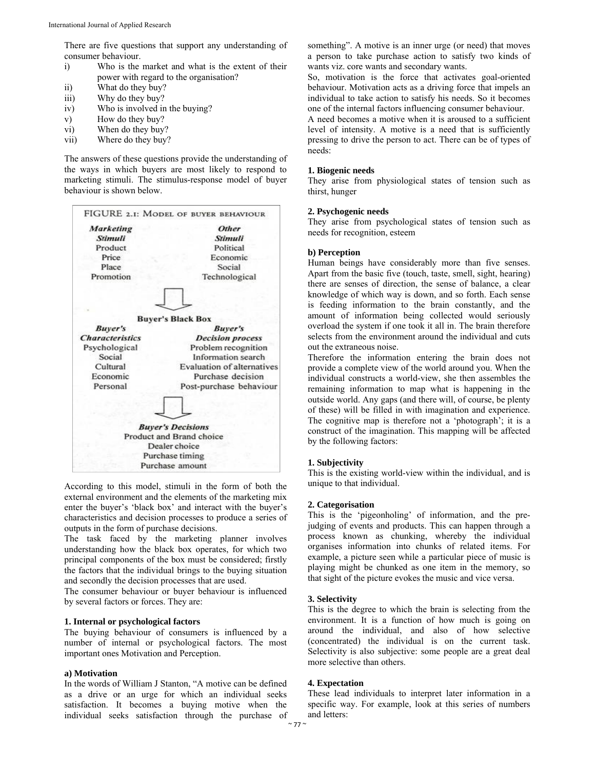There are five questions that support any understanding of consumer behaviour.

- i) Who is the market and what is the extent of their power with regard to the organisation?
- ii) What do they buy?
- iii) Why do they buy?
- iv) Who is involved in the buying?
- v) How do they buy?
- vi) When do they buy?
- vii) Where do they buy?

The answers of these questions provide the understanding of the ways in which buyers are most likely to respond to marketing stimuli. The stimulus-response model of buyer behaviour is shown below.

FIGURE 2.1: MODEL OF BUYER BEHAVIOUR

| *Marketing Stimuli* | *Other Stimuli* |
|---|---|
| Product | Political |
| Price | Economic |
| Place | Social |
| Promotion | Technological |

**Buyer's Black Box**

| *Buyer's Characteristics* | *Buyer's Decision process* |
|---|---|
| Psychological | Problem recognition |
| Social | Information search |
| Cultural | Evaluation of alternatives |
| Economic | Purchase decision |
| Personal | Post-purchase behaviour |

*Buyer's Decisions*
Product and Brand choice
Dealer choice
Purchase timing
Purchase amount

According to this model, stimuli in the form of both the external environment and the elements of the marketing mix enter the buyer's 'black box' and interact with the buyer's characteristics and decision processes to produce a series of outputs in the form of purchase decisions.

The task faced by the marketing planner involves understanding how the black box operates, for which two principal components of the box must be considered; firstly the factors that the individual brings to the buying situation and secondly the decision processes that are used.

The consumer behaviour or buyer behaviour is influenced by several factors or forces. They are:

### 1. Internal or psychological factors

The buying behaviour of consumers is influenced by a number of internal or psychological factors. The most important ones Motivation and Perception.

#### a) Motivation

In the words of William J Stanton, "A motive can be defined as a drive or an urge for which an individual seeks satisfaction. It becomes a buying motive when the individual seeks satisfaction through the purchase of something". A motive is an inner urge (or need) that moves a person to take purchase action to satisfy two kinds of wants viz. core wants and secondary wants.

So, motivation is the force that activates goal-oriented behaviour. Motivation acts as a driving force that impels an individual to take action to satisfy his needs. So it becomes one of the internal factors influencing consumer behaviour.

A need becomes a motive when it is aroused to a sufficient level of intensity. A motive is a need that is sufficiently pressing to drive the person to act. There can be of types of needs:

**1. Biogenic needs**

They arise from physiological states of tension such as thirst, hunger

**2. Psychogenic needs**

They arise from psychological states of tension such as needs for recognition, esteem

#### b) Perception

Human beings have considerably more than five senses. Apart from the basic five (touch, taste, smell, sight, hearing) there are senses of direction, the sense of balance, a clear knowledge of which way is down, and so forth. Each sense is feeding information to the brain constantly, and the amount of information being collected would seriously overload the system if one took it all in. The brain therefore selects from the environment around the individual and cuts out the extraneous noise.

Therefore the information entering the brain does not provide a complete view of the world around you. When the individual constructs a world-view, she then assembles the remaining information to map what is happening in the outside world. Any gaps (and there will, of course, be plenty of these) will be filled in with imagination and experience. The cognitive map is therefore not a 'photograph'; it is a construct of the imagination. This mapping will be affected by the following factors:

**1. Subjectivity**

This is the existing world-view within the individual, and is unique to that individual.

**2. Categorisation**

This is the 'pigeonholing' of information, and the pre-judging of events and products. This can happen through a process known as chunking, whereby the individual organises information into chunks of related items. For example, a picture seen while a particular piece of music is playing might be chunked as one item in the memory, so that sight of the picture evokes the music and vice versa.

**3. Selectivity**

This is the degree to which the brain is selecting from the environment. It is a function of how much is going on around the individual, and also of how selective (concentrated) the individual is on the current task. Selectivity is also subjective: some people are a great deal more selective than others.

**4. Expectation**

These lead individuals to interpret later information in a specific way. For example, look at this series of numbers and letters: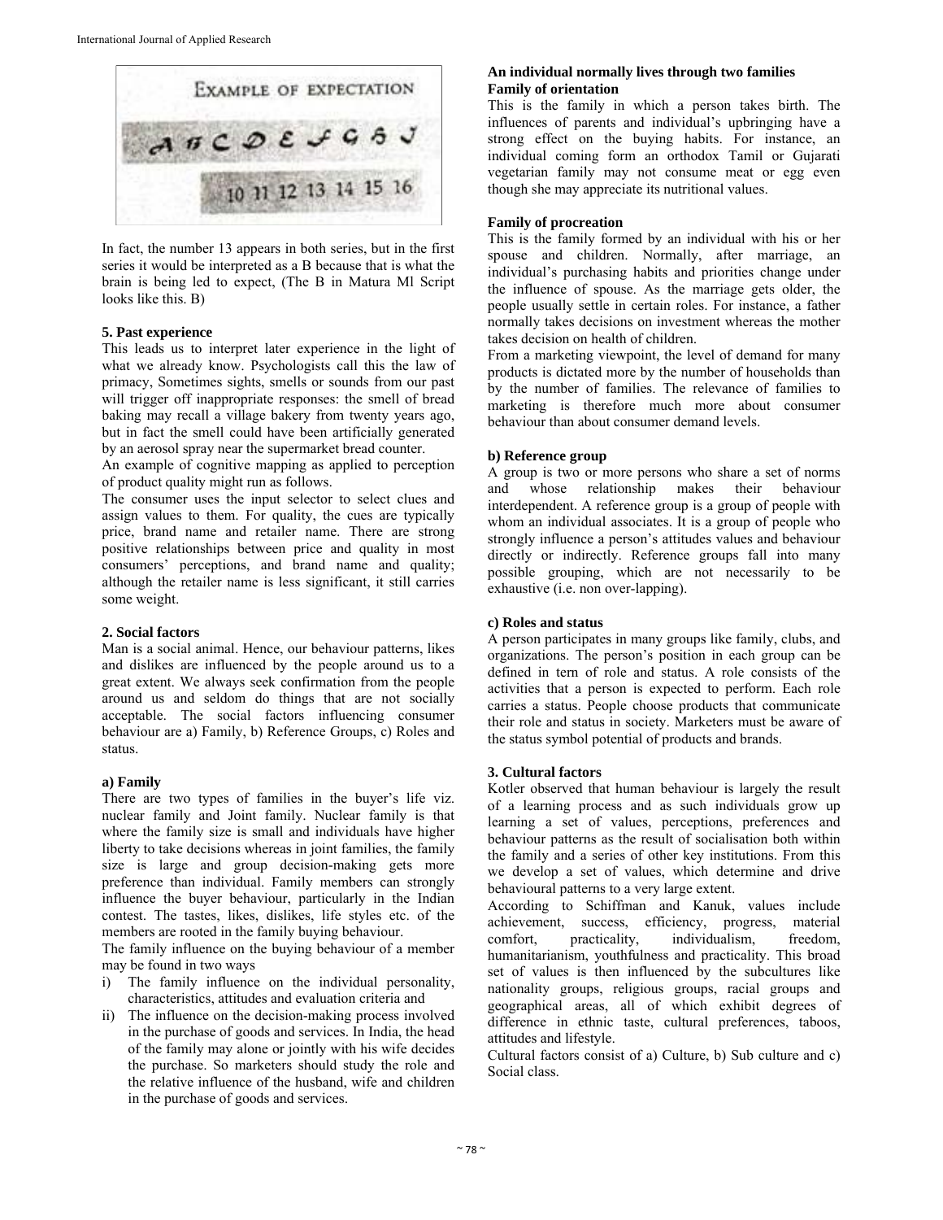In fact, the number 13 appears in both series, but in the first series it would be interpreted as a B because that is what the brain is being led to expect, (The B in Matura Ml Script looks like this. B)

### 5. Past experience

This leads us to interpret later experience in the light of what we already know. Psychologists call this the law of primacy, Sometimes sights, smells or sounds from our past will trigger off inappropriate responses: the smell of bread baking may recall a village bakery from twenty years ago, but in fact the smell could have been artificially generated by an aerosol spray near the supermarket bread counter.

An example of cognitive mapping as applied to perception of product quality might run as follows.

The consumer uses the input selector to select clues and assign values to them. For quality, the cues are typically price, brand name and retailer name. There are strong positive relationships between price and quality in most consumers' perceptions, and brand name and quality; although the retailer name is less significant, it still carries some weight.

### 2. Social factors

Man is a social animal. Hence, our behaviour patterns, likes and dislikes are influenced by the people around us to a great extent. We always seek confirmation from the people around us and seldom do things that are not socially acceptable. The social factors influencing consumer behaviour are a) Family, b) Reference Groups, c) Roles and status.

#### a) Family

There are two types of families in the buyer's life viz. nuclear family and Joint family. Nuclear family is that where the family size is small and individuals have higher liberty to take decisions whereas in joint families, the family size is large and group decision-making gets more preference than individual. Family members can strongly influence the buyer behaviour, particularly in the Indian contest. The tastes, likes, dislikes, life styles etc. of the members are rooted in the family buying behaviour.

The family influence on the buying behaviour of a member may be found in two ways

i) The family influence on the individual personality, characteristics, attitudes and evaluation criteria and
ii) The influence on the decision-making process involved in the purchase of goods and services. In India, the head of the family may alone or jointly with his wife decides the purchase. So marketers should study the role and the relative influence of the husband, wife and children in the purchase of goods and services.

**An individual normally lives through two families**

**Family of orientation**

This is the family in which a person takes birth. The influences of parents and individual's upbringing have a strong effect on the buying habits. For instance, an individual coming form an orthodox Tamil or Gujarati vegetarian family may not consume meat or egg even though she may appreciate its nutritional values.

**Family of procreation**

This is the family formed by an individual with his or her spouse and children. Normally, after marriage, an individual's purchasing habits and priorities change under the influence of spouse. As the marriage gets older, the people usually settle in certain roles. For instance, a father normally takes decisions on investment whereas the mother takes decision on health of children.

From a marketing viewpoint, the level of demand for many products is dictated more by the number of households than by the number of families. The relevance of families to marketing is therefore much more about consumer behaviour than about consumer demand levels.

#### b) Reference group

A group is two or more persons who share a set of norms and whose relationship makes their behaviour interdependent. A reference group is a group of people with whom an individual associates. It is a group of people who strongly influence a person's attitudes values and behaviour directly or indirectly. Reference groups fall into many possible grouping, which are not necessarily to be exhaustive (i.e. non over-lapping).

#### c) Roles and status

A person participates in many groups like family, clubs, and organizations. The person's position in each group can be defined in tern of role and status. A role consists of the activities that a person is expected to perform. Each role carries a status. People choose products that communicate their role and status in society. Marketers must be aware of the status symbol potential of products and brands.

### 3. Cultural factors

Kotler observed that human behaviour is largely the result of a learning process and as such individuals grow up learning a set of values, perceptions, preferences and behaviour patterns as the result of socialisation both within the family and a series of other key institutions. From this we develop a set of values, which determine and drive behavioural patterns to a very large extent.

According to Schiffman and Kanuk, values include achievement, success, efficiency, progress, material comfort, practicality, individualism, freedom, humanitarianism, youthfulness and practicality. This broad set of values is then influenced by the subcultures like nationality groups, religious groups, racial groups and geographical areas, all of which exhibit degrees of difference in ethnic taste, cultural preferences, taboos, attitudes and lifestyle.

Cultural factors consist of a) Culture, b) Sub culture and c) Social class.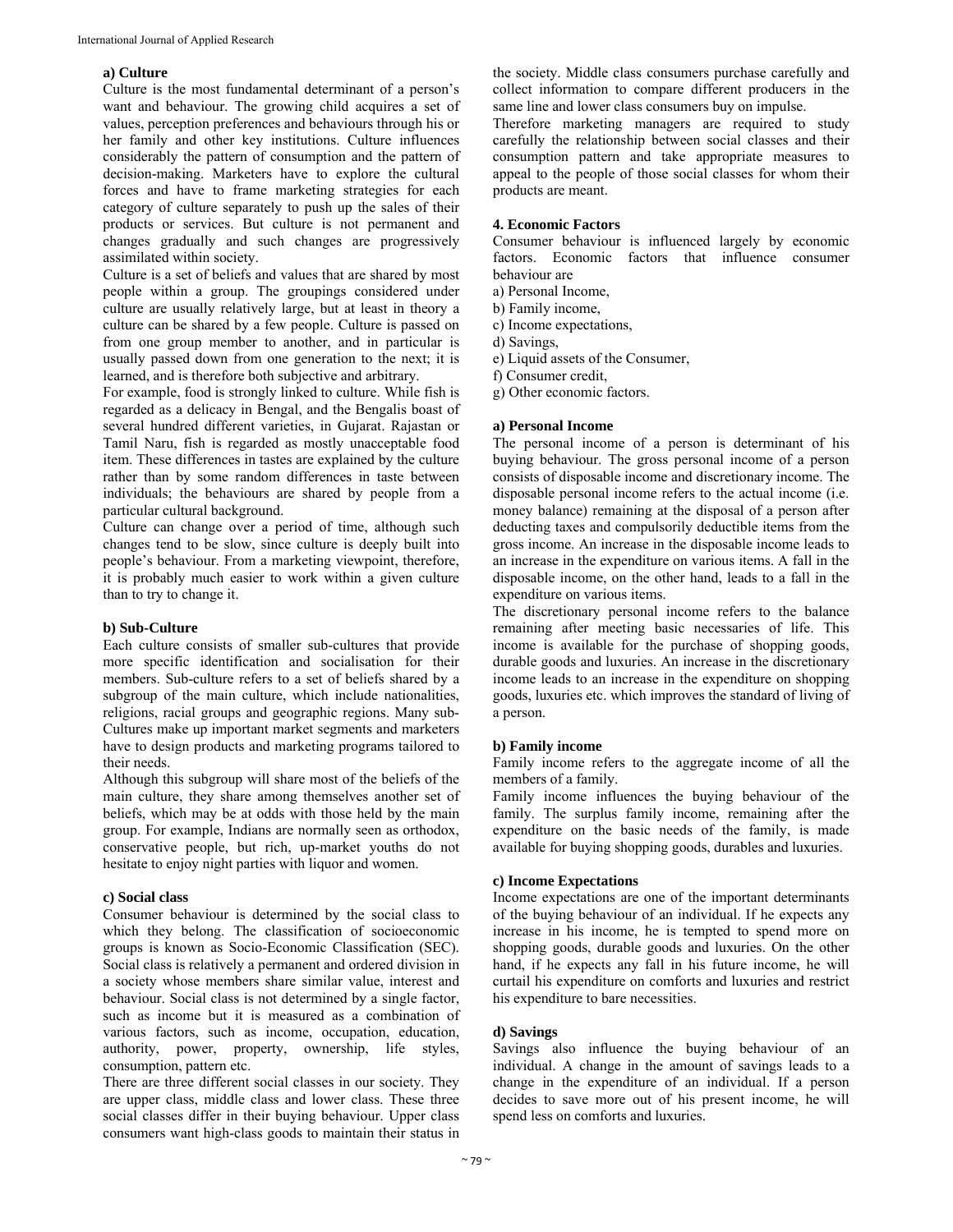#### a) Culture

Culture is the most fundamental determinant of a person's want and behaviour. The growing child acquires a set of values, perception preferences and behaviours through his or her family and other key institutions. Culture influences considerably the pattern of consumption and the pattern of decision-making. Marketers have to explore the cultural forces and have to frame marketing strategies for each category of culture separately to push up the sales of their products or services. But culture is not permanent and changes gradually and such changes are progressively assimilated within society.

Culture is a set of beliefs and values that are shared by most people within a group. The groupings considered under culture are usually relatively large, but at least in theory a culture can be shared by a few people. Culture is passed on from one group member to another, and in particular is usually passed down from one generation to the next; it is learned, and is therefore both subjective and arbitrary.

For example, food is strongly linked to culture. While fish is regarded as a delicacy in Bengal, and the Bengalis boast of several hundred different varieties, in Gujarat. Rajastan or Tamil Naru, fish is regarded as mostly unacceptable food item. These differences in tastes are explained by the culture rather than by some random differences in taste between individuals; the behaviours are shared by people from a particular cultural background.

Culture can change over a period of time, although such changes tend to be slow, since culture is deeply built into people's behaviour. From a marketing viewpoint, therefore, it is probably much easier to work within a given culture than to try to change it.

#### b) Sub-Culture

Each culture consists of smaller sub-cultures that provide more specific identification and socialisation for their members. Sub-culture refers to a set of beliefs shared by a subgroup of the main culture, which include nationalities, religions, racial groups and geographic regions. Many sub-Cultures make up important market segments and marketers have to design products and marketing programs tailored to their needs.

Although this subgroup will share most of the beliefs of the main culture, they share among themselves another set of beliefs, which may be at odds with those held by the main group. For example, Indians are normally seen as orthodox, conservative people, but rich, up-market youths do not hesitate to enjoy night parties with liquor and women.

#### c) Social class

Consumer behaviour is determined by the social class to which they belong. The classification of socioeconomic groups is known as Socio-Economic Classification (SEC). Social class is relatively a permanent and ordered division in a society whose members share similar value, interest and behaviour. Social class is not determined by a single factor, such as income but it is measured as a combination of various factors, such as income, occupation, education, authority, power, property, ownership, life styles, consumption, pattern etc.

There are three different social classes in our society. They are upper class, middle class and lower class. These three social classes differ in their buying behaviour. Upper class consumers want high-class goods to maintain their status in the society. Middle class consumers purchase carefully and collect information to compare different producers in the same line and lower class consumers buy on impulse.

Therefore marketing managers are required to study carefully the relationship between social classes and their consumption pattern and take appropriate measures to appeal to the people of those social classes for whom their products are meant.

### 4. Economic Factors

Consumer behaviour is influenced largely by economic factors. Economic factors that influence consumer behaviour are

a) Personal Income,
b) Family income,
c) Income expectations,
d) Savings,
e) Liquid assets of the Consumer,
f) Consumer credit,
g) Other economic factors.

#### a) Personal Income

The personal income of a person is determinant of his buying behaviour. The gross personal income of a person consists of disposable income and discretionary income. The disposable personal income refers to the actual income (i.e. money balance) remaining at the disposal of a person after deducting taxes and compulsorily deductible items from the gross income. An increase in the disposable income leads to an increase in the expenditure on various items. A fall in the disposable income, on the other hand, leads to a fall in the expenditure on various items.

The discretionary personal income refers to the balance remaining after meeting basic necessaries of life. This income is available for the purchase of shopping goods, durable goods and luxuries. An increase in the discretionary income leads to an increase in the expenditure on shopping goods, luxuries etc. which improves the standard of living of a person.

#### b) Family income

Family income refers to the aggregate income of all the members of a family.

Family income influences the buying behaviour of the family. The surplus family income, remaining after the expenditure on the basic needs of the family, is made available for buying shopping goods, durables and luxuries.

#### c) Income Expectations

Income expectations are one of the important determinants of the buying behaviour of an individual. If he expects any increase in his income, he is tempted to spend more on shopping goods, durable goods and luxuries. On the other hand, if he expects any fall in his future income, he will curtail his expenditure on comforts and luxuries and restrict his expenditure to bare necessities.

#### d) Savings

Savings also influence the buying behaviour of an individual. A change in the amount of savings leads to a change in the expenditure of an individual. If a person decides to save more out of his present income, he will spend less on comforts and luxuries.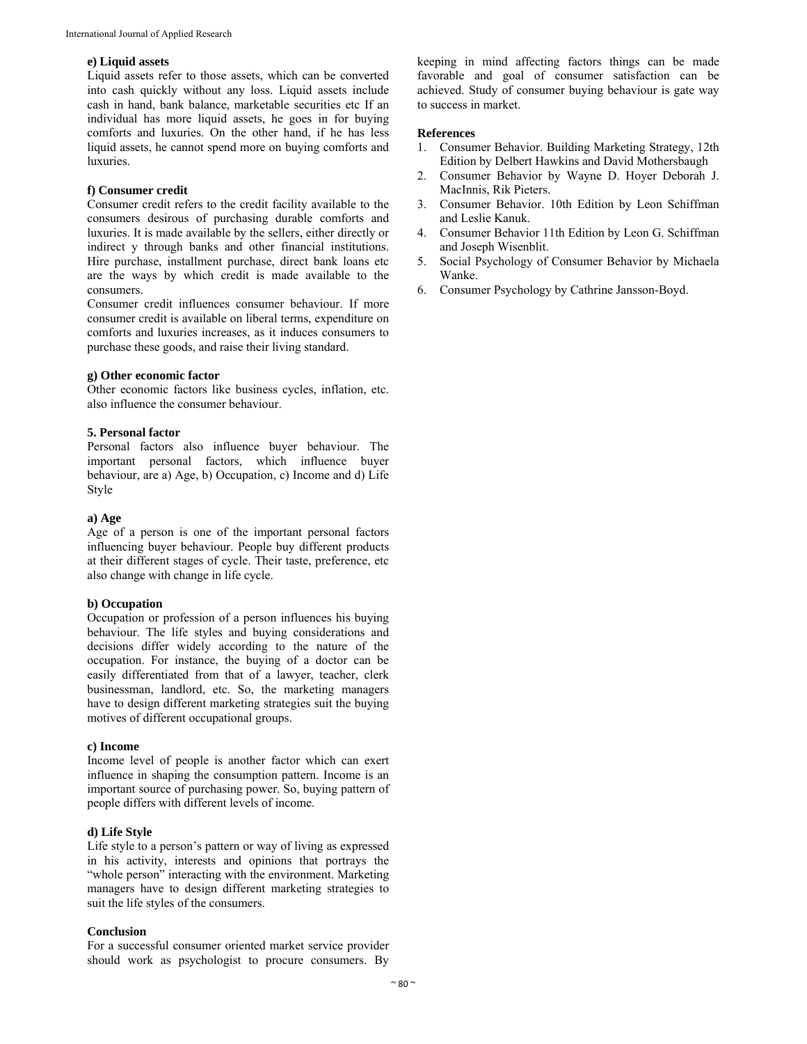#### e) Liquid assets

Liquid assets refer to those assets, which can be converted into cash quickly without any loss. Liquid assets include cash in hand, bank balance, marketable securities etc If an individual has more liquid assets, he goes in for buying comforts and luxuries. On the other hand, if he has less liquid assets, he cannot spend more on buying comforts and luxuries.

#### f) Consumer credit

Consumer credit refers to the credit facility available to the consumers desirous of purchasing durable comforts and luxuries. It is made available by the sellers, either directly or indirect y through banks and other financial institutions. Hire purchase, installment purchase, direct bank loans etc are the ways by which credit is made available to the consumers.

Consumer credit influences consumer behaviour. If more consumer credit is available on liberal terms, expenditure on comforts and luxuries increases, as it induces consumers to purchase these goods, and raise their living standard.

#### g) Other economic factor

Other economic factors like business cycles, inflation, etc. also influence the consumer behaviour.

### 5. Personal factor

Personal factors also influence buyer behaviour. The important personal factors, which influence buyer behaviour, are a) Age, b) Occupation, c) Income and d) Life Style

#### a) Age

Age of a person is one of the important personal factors influencing buyer behaviour. People buy different products at their different stages of cycle. Their taste, preference, etc also change with change in life cycle.

#### b) Occupation

Occupation or profession of a person influences his buying behaviour. The life styles and buying considerations and decisions differ widely according to the nature of the occupation. For instance, the buying of a doctor can be easily differentiated from that of a lawyer, teacher, clerk businessman, landlord, etc. So, the marketing managers have to design different marketing strategies suit the buying motives of different occupational groups.

#### c) Income

Income level of people is another factor which can exert influence in shaping the consumption pattern. Income is an important source of purchasing power. So, buying pattern of people differs with different levels of income.

#### d) Life Style

Life style to a person's pattern or way of living as expressed in his activity, interests and opinions that portrays the "whole person" interacting with the environment. Marketing managers have to design different marketing strategies to suit the life styles of the consumers.

## Conclusion

For a successful consumer oriented market service provider should work as psychologist to procure consumers. By keeping in mind affecting factors things can be made favorable and goal of consumer satisfaction can be achieved. Study of consumer buying behaviour is gate way to success in market.

## References

1. Consumer Behavior. Building Marketing Strategy, 12th Edition by Delbert Hawkins and David Mothersbaugh
2. Consumer Behavior by Wayne D. Hoyer Deborah J. MacInnis, Rik Pieters.
3. Consumer Behavior. 10th Edition by Leon Schiffman and Leslie Kanuk.
4. Consumer Behavior 11th Edition by Leon G. Schiffman and Joseph Wisenblit.
5. Social Psychology of Consumer Behavior by Michaela Wanke.
6. Consumer Psychology by Cathrine Jansson-Boyd.